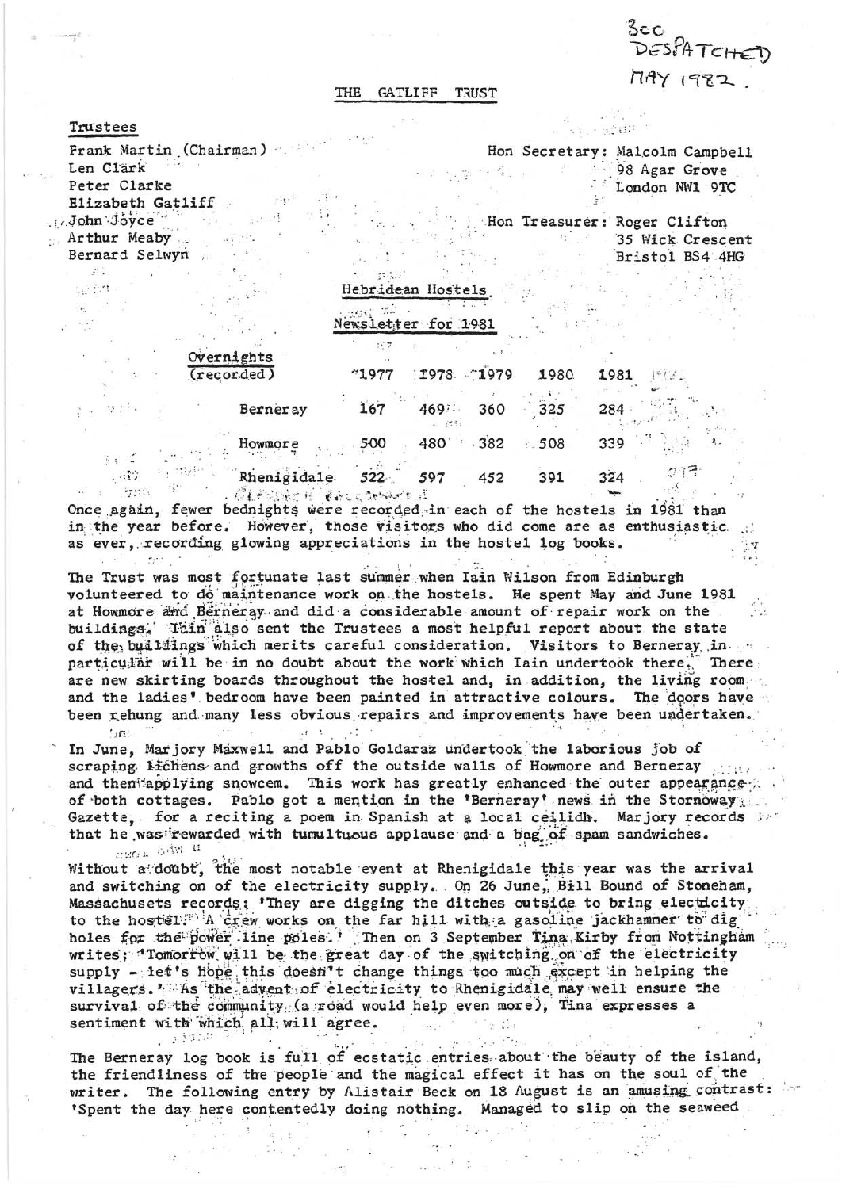300 DESPATCHED MAY 1982.

# THE GATLIFF TRUST

**Trustees**

Frank Martin (Chairman)
Len Clark
Peter Clarke
Elizabeth Gatliff
John Joyce
Arthur Meaby
Bernard Selwyn

Hon Secretary: Malcolm Campbell
98 Agar Grove
London NW1 9TC

Hon Treasurer: Roger Clifton
35 Wick Crescent
Bristol BS4 4HG

## Hebridean Hostels

### Newsletter for 1981

| Overnights (recorded) | 1977 | 1978 | 1979 | 1980 | 1981 |
|---|---|---|---|---|---|
| Berneray | 167 | 469 | 360 | 325 | 284 |
| Howmore | 500 | 480 | 382 | 508 | 339 |
| Rhenigidale | 522 | 597 | 452 | 391 | 324 |

Once again, fewer bednights were recorded in each of the hostels in 1981 than in the year before. However, those visitors who did come are as enthusiastic as ever, recording glowing appreciations in the hostel log books.

The Trust was most fortunate last summer when Iain Wilson from Edinburgh volunteered to do maintenance work on the hostels. He spent May and June 1981 at Howmore and Berneray and did a considerable amount of repair work on the buildings. Iain also sent the Trustees a most helpful report about the state of the buildings which merits careful consideration. Visitors to Berneray in particular will be in no doubt about the work which Iain undertook there. There are new skirting boards throughout the hostel and, in addition, the living room and the ladies' bedroom have been painted in attractive colours. The doors have been rehung and many less obvious repairs and improvements have been undertaken.

In June, Marjory Maxwell and Pablo Goldaraz undertook the laborious job of scraping lichens and growths off the outside walls of Howmore and Berneray and then applying snowcem. This work has greatly enhanced the outer appearance of both cottages. Pablo got a mention in the 'Berneray' news in the Stornoway Gazette, for a reciting a poem in Spanish at a local ceilidh. Marjory records that he was rewarded with tumultuous applause and a bag of spam sandwiches.

Without a doubt, the most notable event at Rhenigidale this year was the arrival and switching on of the electricity supply. On 26 June, Bill Bound of Stoneham, Massachusets records: 'They are digging the ditches outside to bring electricity to the hostel. A crew works on the far hill with a gasoline jackhammer to dig holes for the power line poles.' Then on 3 September Tina Kirby from Nottingham writes: 'Tomorrow will be the great day of the switching on of the electricity supply - let's hope this doesn't change things too much except in helping the villagers.' As the advent of electricity to Rhenigidale may well ensure the survival of the community (a road would help even more), Tina expresses a sentiment with which all will agree.

The Berneray log book is full of ecstatic entries about the beauty of the island, the friendliness of the people and the magical effect it has on the soul of the writer. The following entry by Alistair Beck on 18 August is an amusing contrast: 'Spent the day here contentedly doing nothing. Managed to slip on the seaweed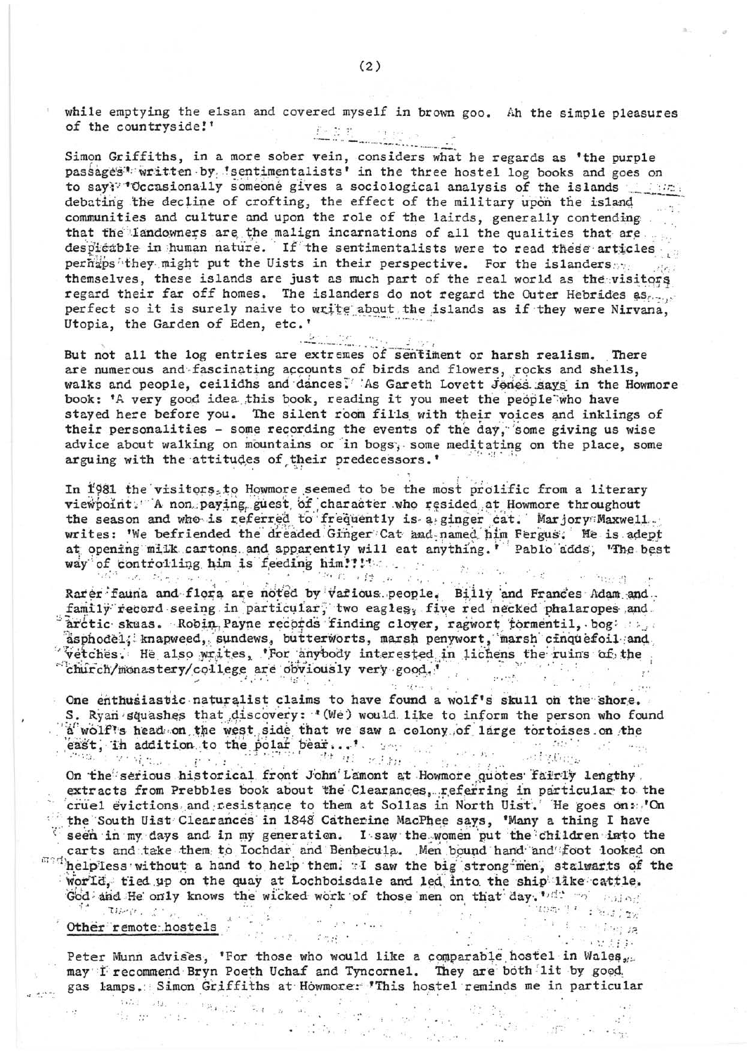while emptying the elsan and covered myself in brown goo. Ah the simple pleasures of the countryside!'

Simon Griffiths, in a more sober vein, considers what he regards as 'the purple passages' written by 'sentimentalists' in the three hostel log books and goes on to say: 'Occasionally someone gives a sociological analysis of the islands debating the decline of crofting, the effect of the military upon the island communities and culture and upon the role of the lairds, generally contending that the landowners are the malign incarnations of all the qualities that are despicable in human nature. If the sentimentalists were to read these articles perhaps they might put the Uists in their perspective. For the islanders themselves, these islands are just as much part of the real world as the visitors regard their far off homes. The islanders do not regard the Outer Hebrides as perfect so it is surely naive to write about the islands as if they were Nirvana, Utopia, the Garden of Eden, etc.'

But not all the log entries are extremes of sentiment or harsh realism. There are numerous and fascinating accounts of birds and flowers, rocks and shells, walks and people, ceilidhs and dances. As Gareth Lovett Jones says in the Howmore book: 'A very good idea this book, reading it you meet the people who have stayed here before you. The silent room fills with their voices and inklings of their personalities - some recording the events of the day, some giving us wise advice about walking on mountains or in bogs, some meditating on the place, some arguing with the attitudes of their predecessors.'

In 1981 the visitors to Howmore seemed to be the most prolific from a literary viewpoint. A non paying guest of character who resided at Howmore throughout the season and who is referred to frequently is a ginger cat. Marjory Maxwell writes: 'We befriended the dreaded Ginger Cat and named him Fergus. He is adept at opening milk cartons and apparently will eat anything.' Pablo adds, 'The best way of controlling him is feeding him!!!'

Rarer fauna and flora are noted by various people. Billy and Frances Adam and family record seeing in particular, two eagles, five red necked phalaropes and arctic skuas. Robin Payne records finding clover, ragwort tormentil, bog asphodel, knapweed, sundews, butterworts, marsh penywort, marsh cinquefoil and vetches. He also writes, 'For anybody interested in lichens the ruins of the church/monastery/college are obviously very good.'

One enthusiastic naturalist claims to have found a wolf's skull on the shore. S. Ryan squashes that discovery: '(We) would like to inform the person who found a wolf's head on the west side that we saw a colony of large tortoises on the east, in addition to the polar bear...'.

On the serious historical front John Lamont at Howmore quotes fairly lengthy extracts from Prebbles book about the Clearances, referring in particular to the cruel evictions and resistance to them at Sollas in North Uist. He goes on: 'On the South Uist Clearances in 1848 Catherine MacPhee says, 'Many a thing I have seen in my days and in my generation. I saw the women put the children into the carts and take them to Iochdar and Benbecula. Men bound hand and foot looked on helpless without a hand to help them. I saw the big strong men, stalwarts of the world, tied up on the quay at Lochboisdale and led into the ship like cattle. God and He only knows the wicked work of those men on that day.'

## Other remote hostels

Peter Munn advises, 'For those who would like a comparable hostel in Wales, may I recommend Bryn Poeth Uchaf and Tyncornel. They are both lit by good gas lamps.' Simon Griffiths at Howmore: 'This hostel reminds me in particular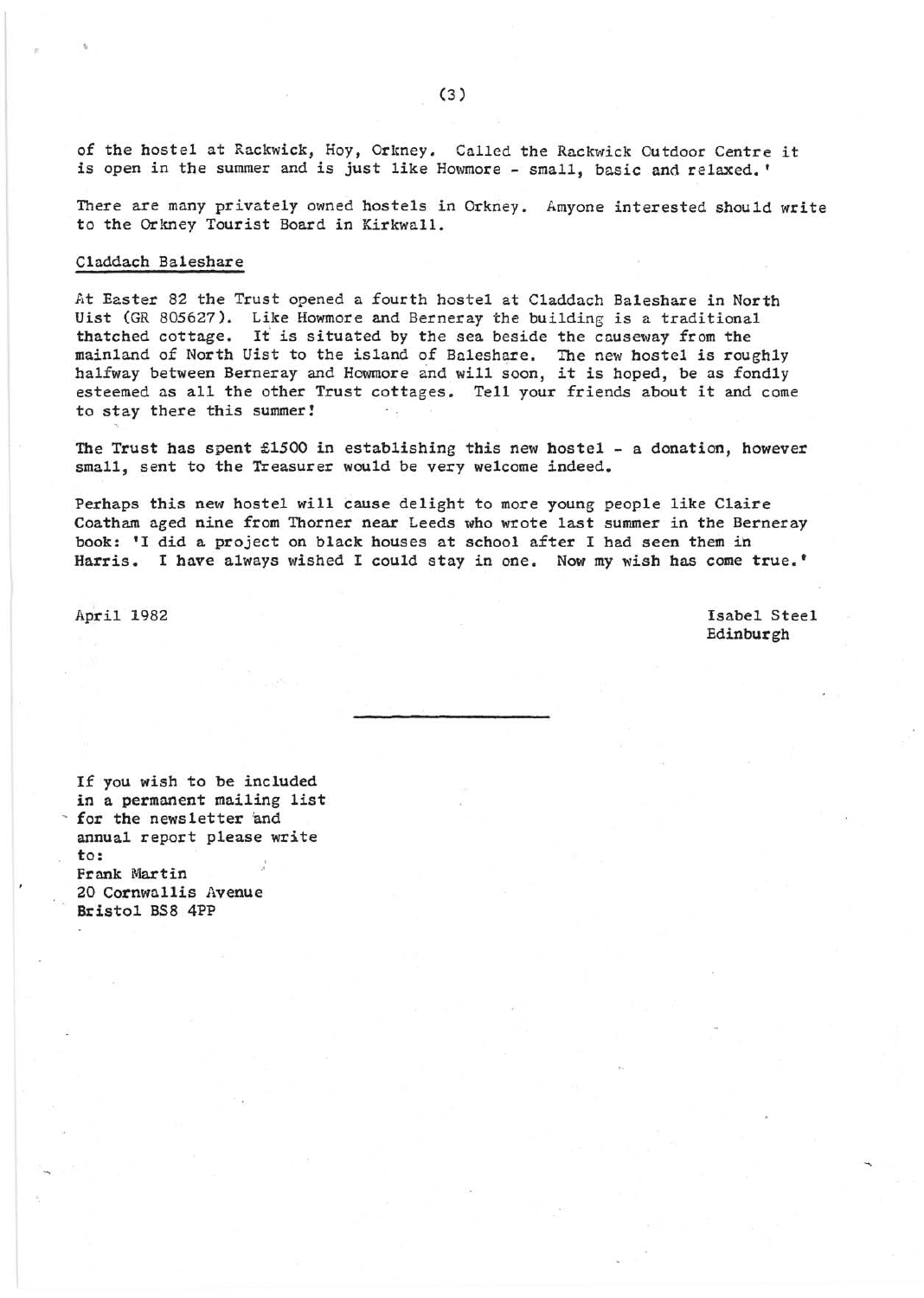of the hostel at Rackwick, Hoy, Orkney. Called the Rackwick Outdoor Centre it is open in the summer and is just like Howmore - small, basic and relaxed.'

There are many privately owned hostels in Orkney. Anyone interested should write to the Orkney Tourist Board in Kirkwall.

## Claddach Baleshare

At Easter 82 the Trust opened a fourth hostel at Claddach Baleshare in North Uist (GR 805627). Like Howmore and Berneray the building is a traditional thatched cottage. It is situated by the sea beside the causeway from the mainland of North Uist to the island of Baleshare. The new hostel is roughly halfway between Berneray and Howmore and will soon, it is hoped, be as fondly esteemed as all the other Trust cottages. Tell your friends about it and come to stay there this summer!

The Trust has spent £1500 in establishing this new hostel - a donation, however small, sent to the Treasurer would be very welcome indeed.

Perhaps this new hostel will cause delight to more young people like Claire Coatham aged nine from Thorner near Leeds who wrote last summer in the Berneray book: 'I did a project on black houses at school after I had seen them in Harris. I have always wished I could stay in one. Now my wish has come true.'

April 1982

Isabel Steel
Edinburgh

---

If you wish to be included in a permanent mailing list for the newsletter and annual report please write to:
Frank Martin
20 Cornwallis Avenue
Bristol BS8 4PP